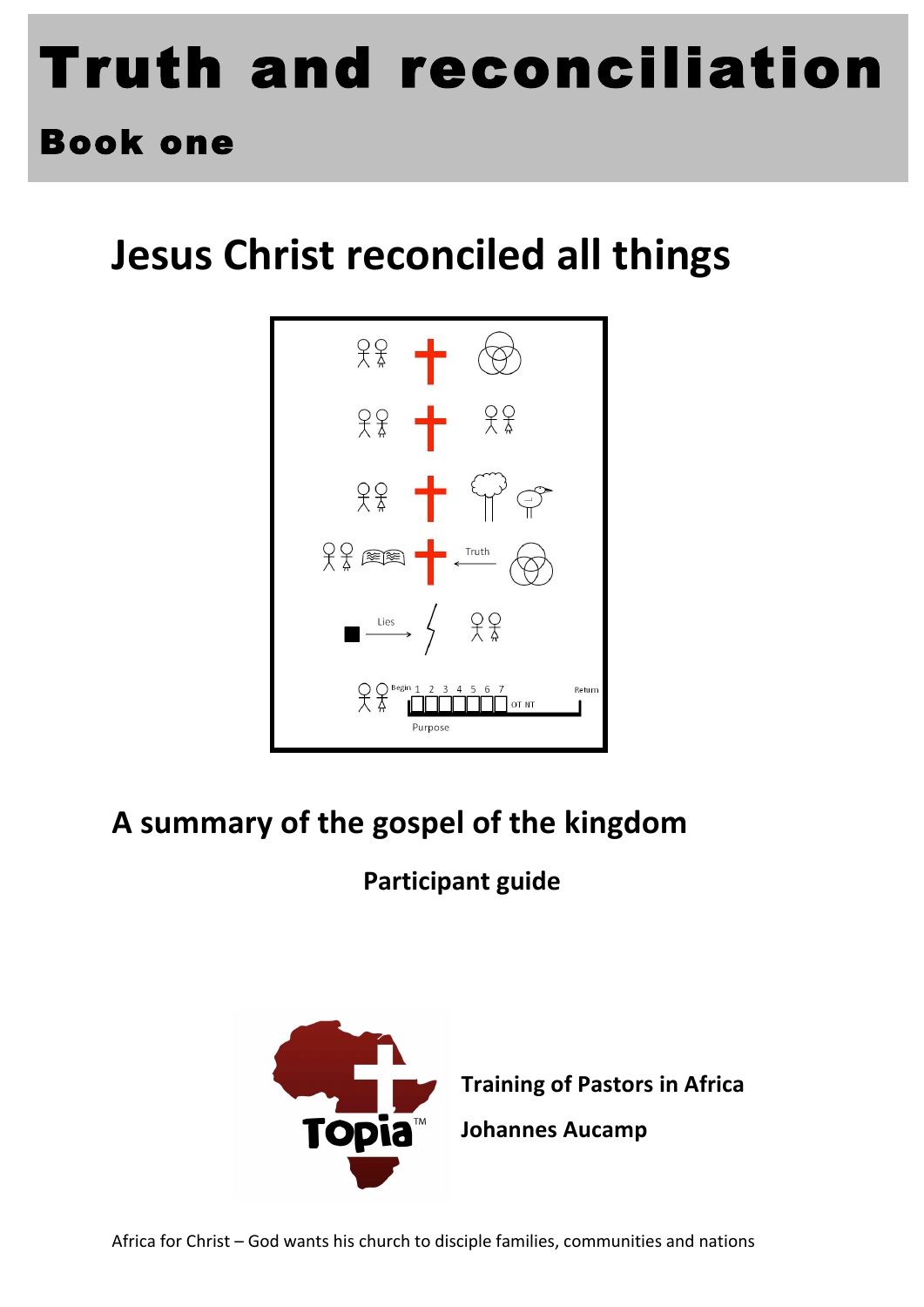# Truth and reconciliation

## Book one

# Jesus Christ reconciled all things

Truth

Lies

Begin 1 2 3 4 5 6 7 OT NT Return

Purpose

## A summary of the gospel of the kingdom

**Participant guide**

**Training of Pastors in Africa**

**Johannes Aucamp**

Africa for Christ – God wants his church to disciple families, communities and nations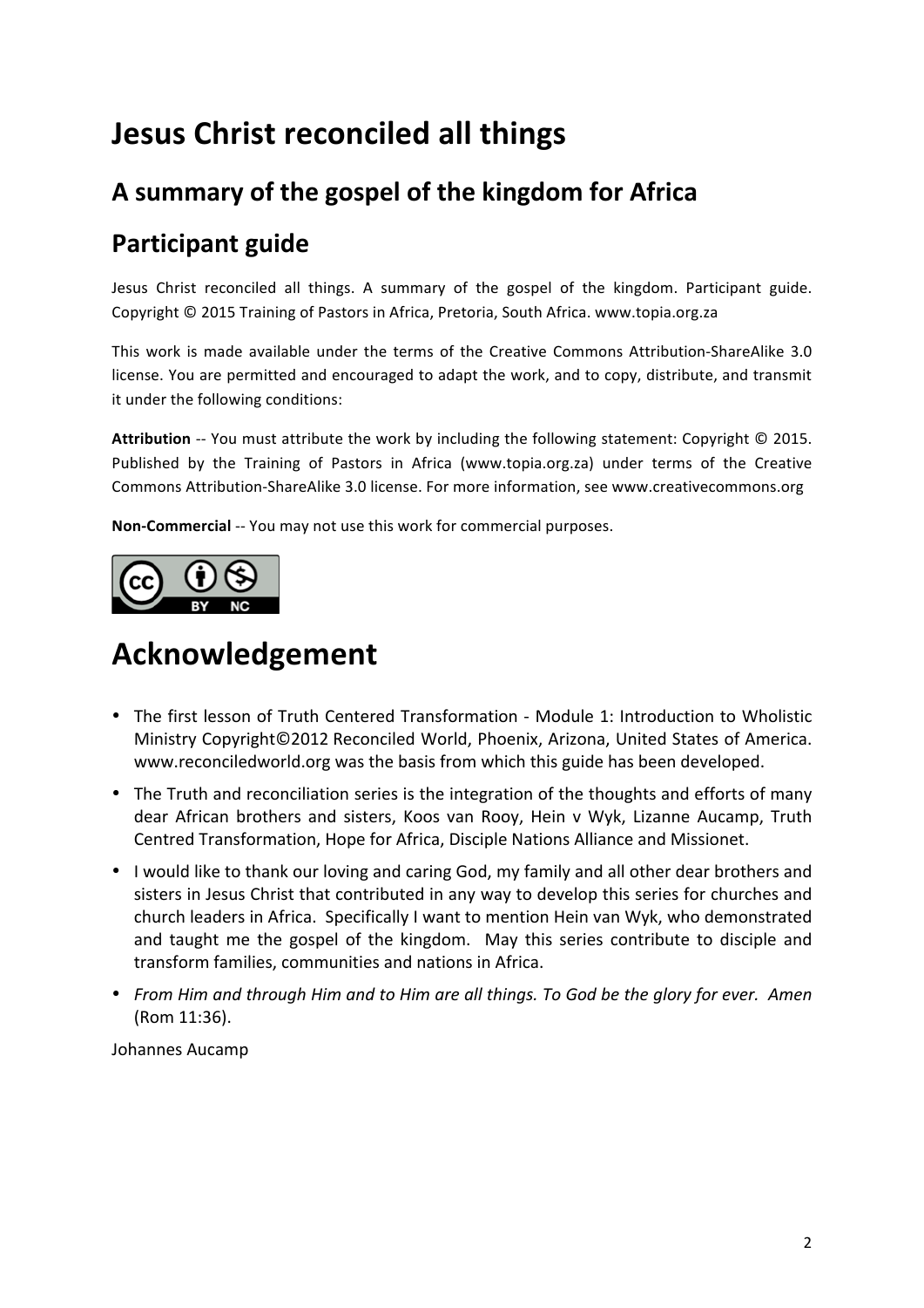# Jesus Christ reconciled all things

## A summary of the gospel of the kingdom for Africa

## Participant guide

Jesus Christ reconciled all things. A summary of the gospel of the kingdom. Participant guide. Copyright © 2015 Training of Pastors in Africa, Pretoria, South Africa. www.topia.org.za

This work is made available under the terms of the Creative Commons Attribution-ShareAlike 3.0 license. You are permitted and encouraged to adapt the work, and to copy, distribute, and transmit it under the following conditions:

**Attribution** -- You must attribute the work by including the following statement: Copyright © 2015. Published by the Training of Pastors in Africa (www.topia.org.za) under terms of the Creative Commons Attribution-ShareAlike 3.0 license. For more information, see www.creativecommons.org

**Non-Commercial** -- You may not use this work for commercial purposes.

# Acknowledgement

- The first lesson of Truth Centered Transformation - Module 1: Introduction to Wholistic Ministry Copyright©2012 Reconciled World, Phoenix, Arizona, United States of America. www.reconciledworld.org was the basis from which this guide has been developed.
- The Truth and reconciliation series is the integration of the thoughts and efforts of many dear African brothers and sisters, Koos van Rooy, Hein v Wyk, Lizanne Aucamp, Truth Centred Transformation, Hope for Africa, Disciple Nations Alliance and Missionet.
- I would like to thank our loving and caring God, my family and all other dear brothers and sisters in Jesus Christ that contributed in any way to develop this series for churches and church leaders in Africa. Specifically I want to mention Hein van Wyk, who demonstrated and taught me the gospel of the kingdom. May this series contribute to disciple and transform families, communities and nations in Africa.
- *From Him and through Him and to Him are all things. To God be the glory for ever. Amen* (Rom 11:36).

Johannes Aucamp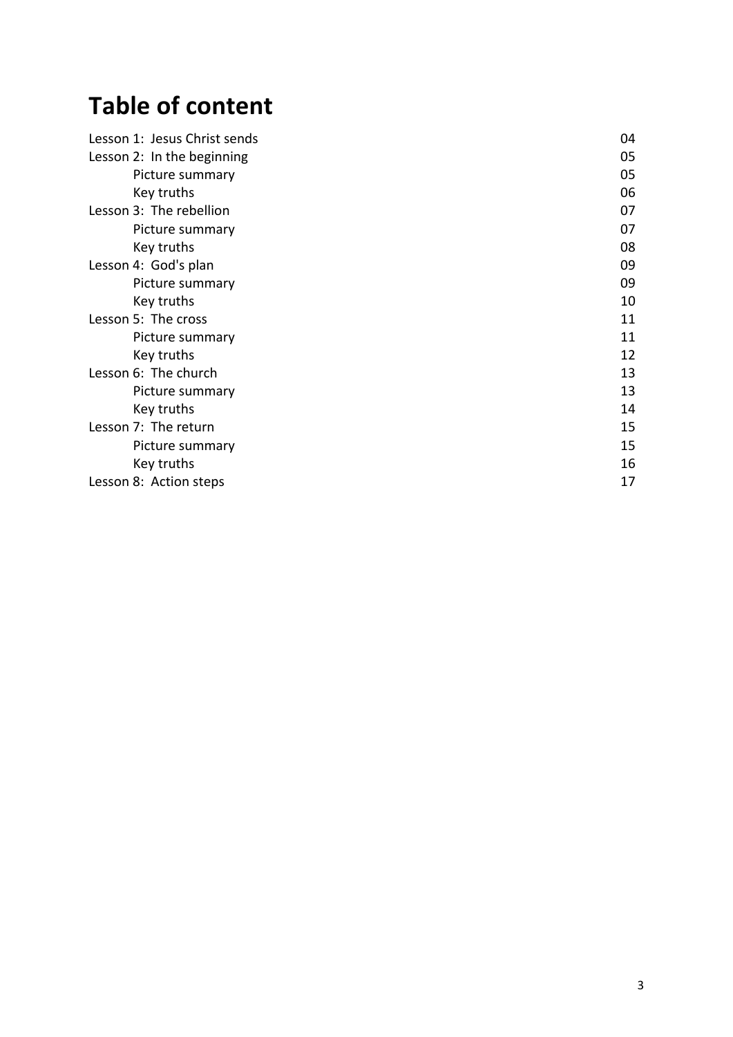# Table of content

| | |
|---|---|
| Lesson 1: Jesus Christ sends | 04 |
| Lesson 2: In the beginning | 05 |
| Picture summary | 05 |
| Key truths | 06 |
| Lesson 3: The rebellion | 07 |
| Picture summary | 07 |
| Key truths | 08 |
| Lesson 4: God's plan | 09 |
| Picture summary | 09 |
| Key truths | 10 |
| Lesson 5: The cross | 11 |
| Picture summary | 11 |
| Key truths | 12 |
| Lesson 6: The church | 13 |
| Picture summary | 13 |
| Key truths | 14 |
| Lesson 7: The return | 15 |
| Picture summary | 15 |
| Key truths | 16 |
| Lesson 8: Action steps | 17 |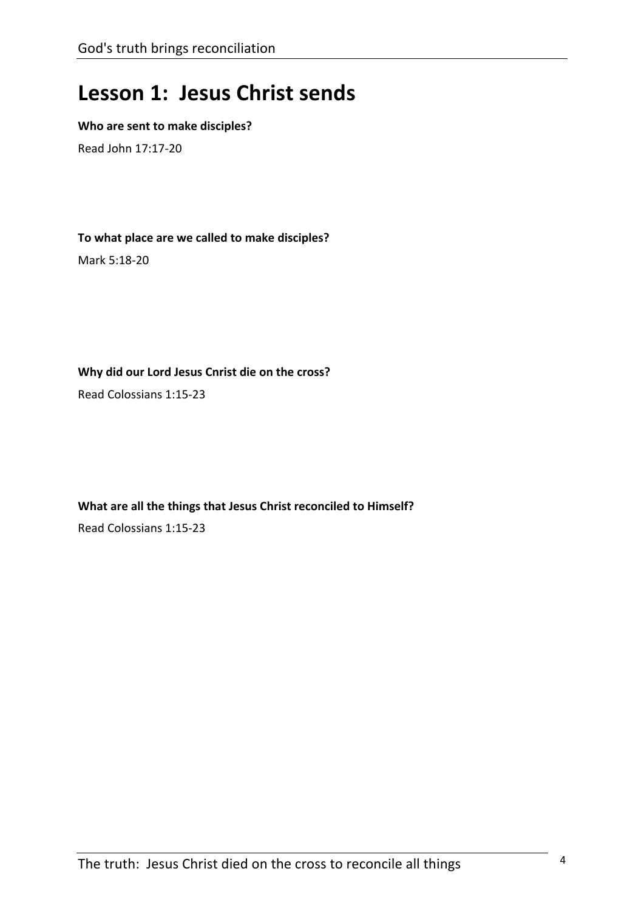# Lesson 1: Jesus Christ sends

**Who are sent to make disciples?**

Read John 17:17-20

**To what place are we called to make disciples?**

Mark 5:18-20

**Why did our Lord Jesus Cnrist die on the cross?**

Read Colossians 1:15-23

**What are all the things that Jesus Christ reconciled to Himself?**

Read Colossians 1:15-23

The truth: Jesus Christ died on the cross to reconcile all things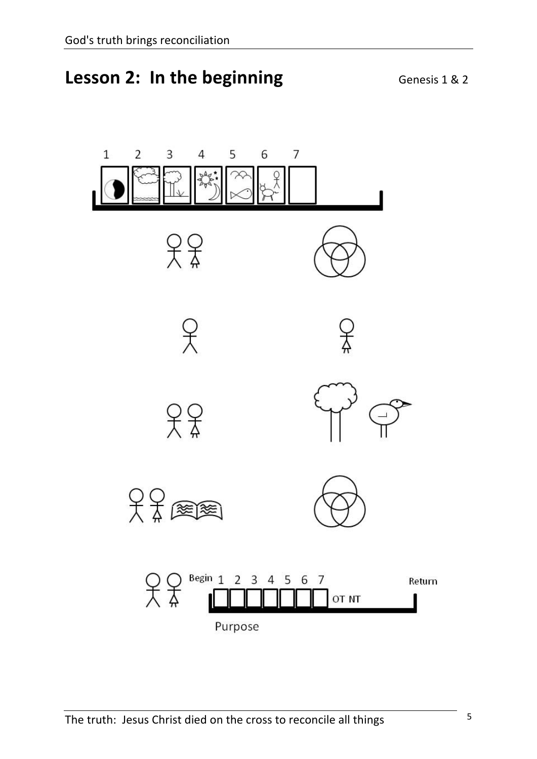## Lesson 2: In the beginning

Genesis 1 & 2

1 2 3 4 5 6 7

Begin 1 2 3 4 5 6 7 OT NT Return

Purpose

The truth: Jesus Christ died on the cross to reconcile all things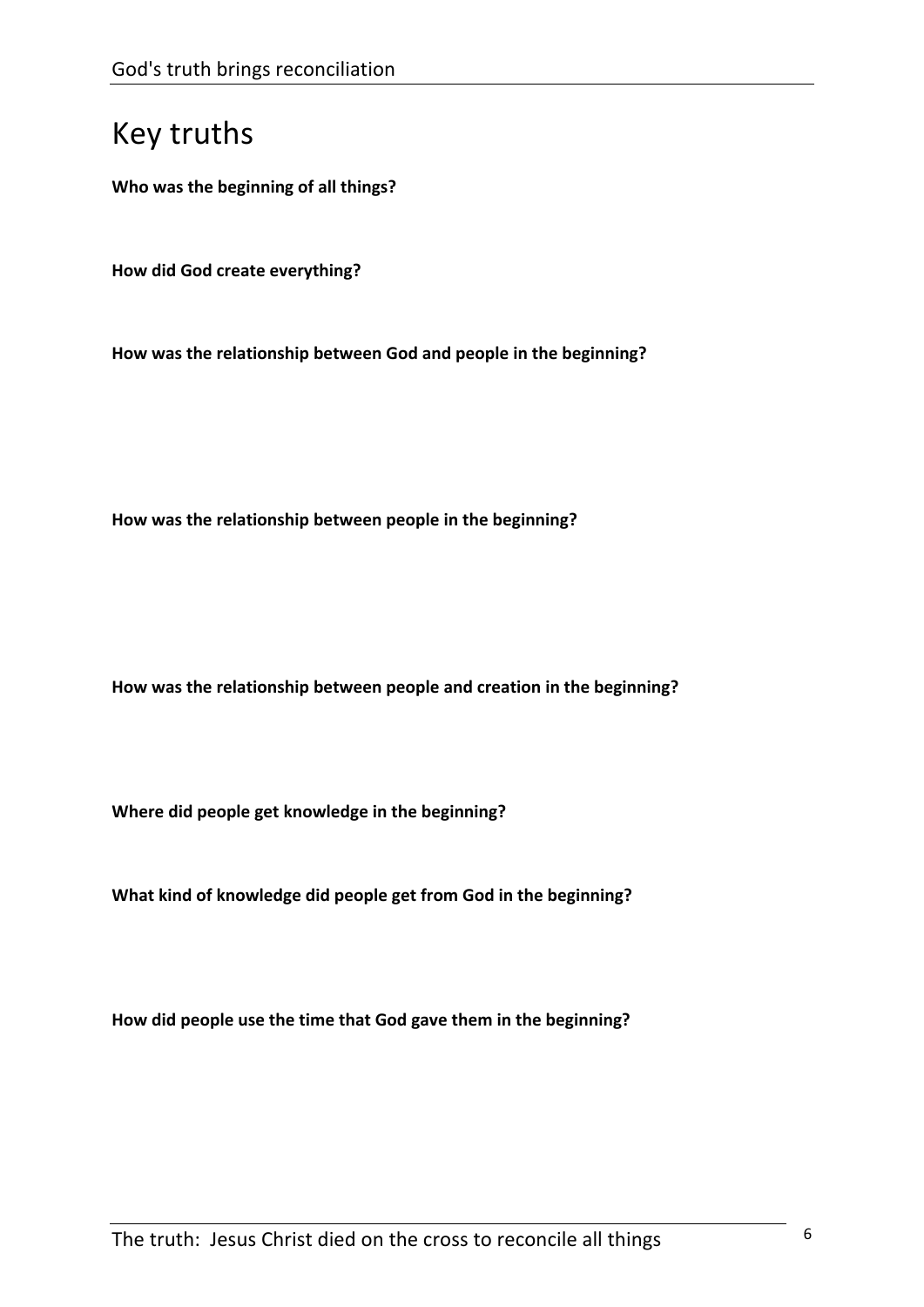# Key truths

**Who was the beginning of all things?**

**How did God create everything?**

**How was the relationship between God and people in the beginning?**

**How was the relationship between people in the beginning?**

**How was the relationship between people and creation in the beginning?**

**Where did people get knowledge in the beginning?**

**What kind of knowledge did people get from God in the beginning?**

**How did people use the time that God gave them in the beginning?**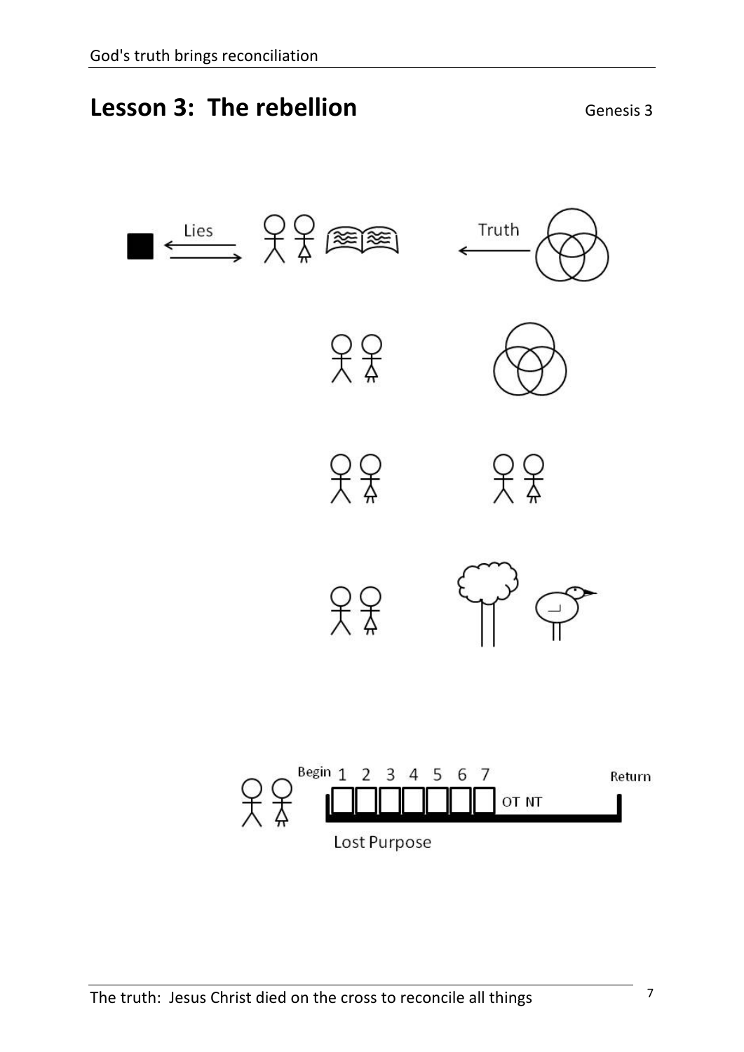# Lesson 3: The rebellion

Genesis 3

Lies

Truth

Begin 1 2 3 4 5 6 7 OT NT Return

Lost Purpose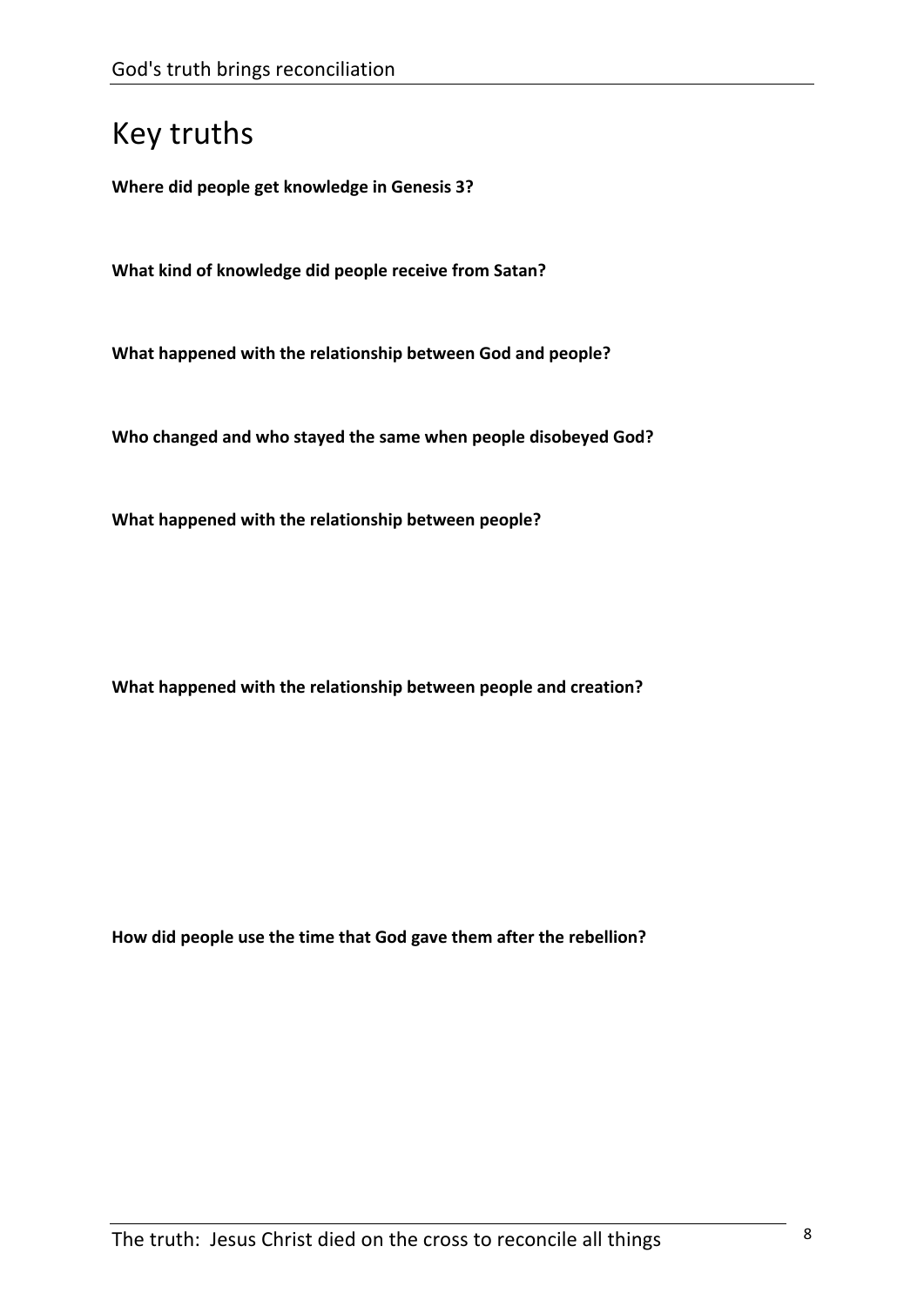# Key truths

**Where did people get knowledge in Genesis 3?**

**What kind of knowledge did people receive from Satan?**

**What happened with the relationship between God and people?**

**Who changed and who stayed the same when people disobeyed God?**

**What happened with the relationship between people?**

**What happened with the relationship between people and creation?**

**How did people use the time that God gave them after the rebellion?**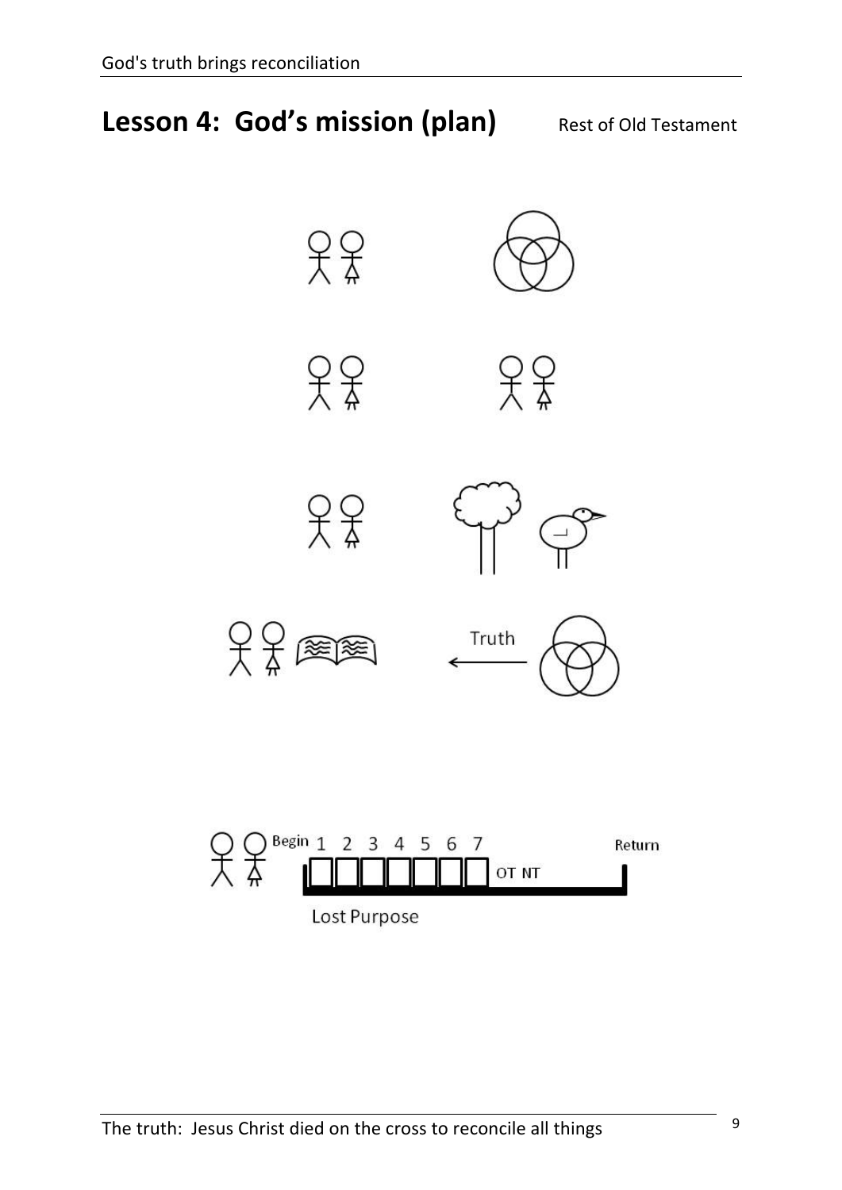# Lesson 4: God's mission (plan)

Rest of Old Testament

Truth

Begin 1 2 3 4 5 6 7 OT NT Return

Lost Purpose

The truth: Jesus Christ died on the cross to reconcile all things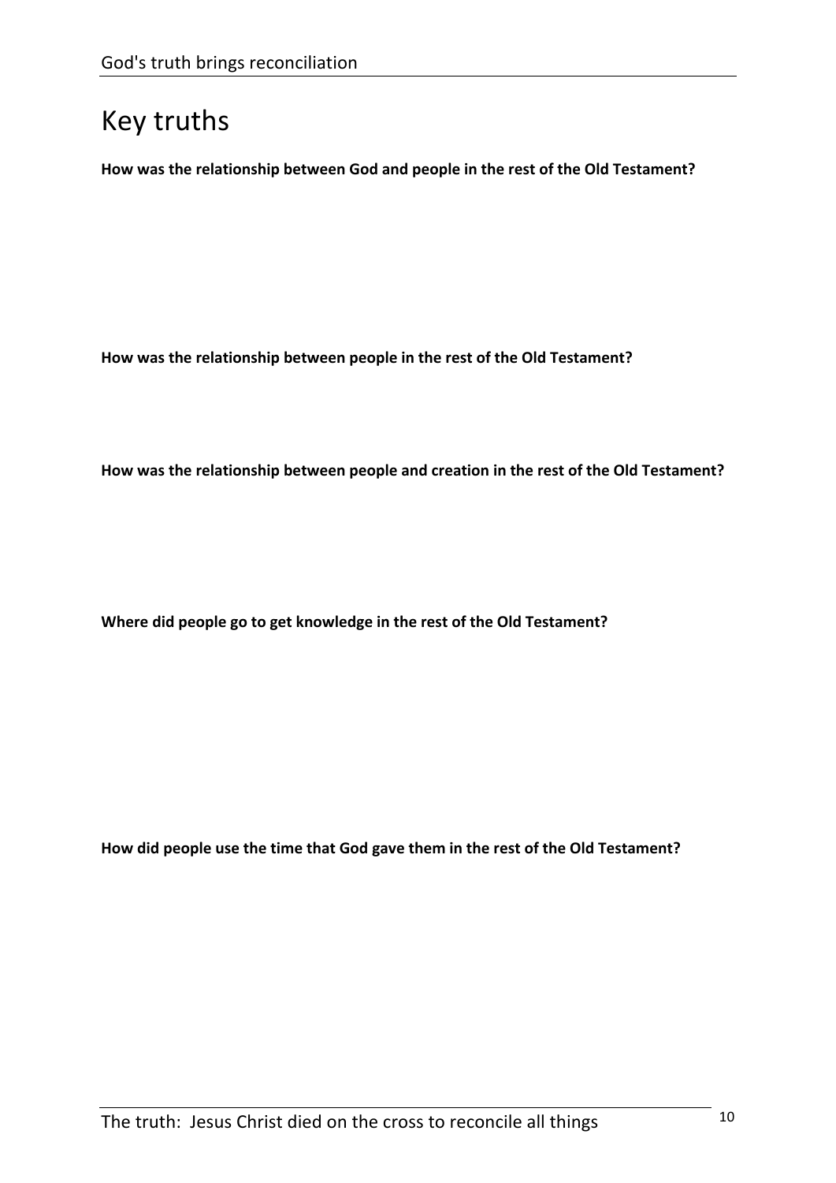# Key truths

**How was the relationship between God and people in the rest of the Old Testament?**

**How was the relationship between people in the rest of the Old Testament?**

**How was the relationship between people and creation in the rest of the Old Testament?**

**Where did people go to get knowledge in the rest of the Old Testament?**

**How did people use the time that God gave them in the rest of the Old Testament?**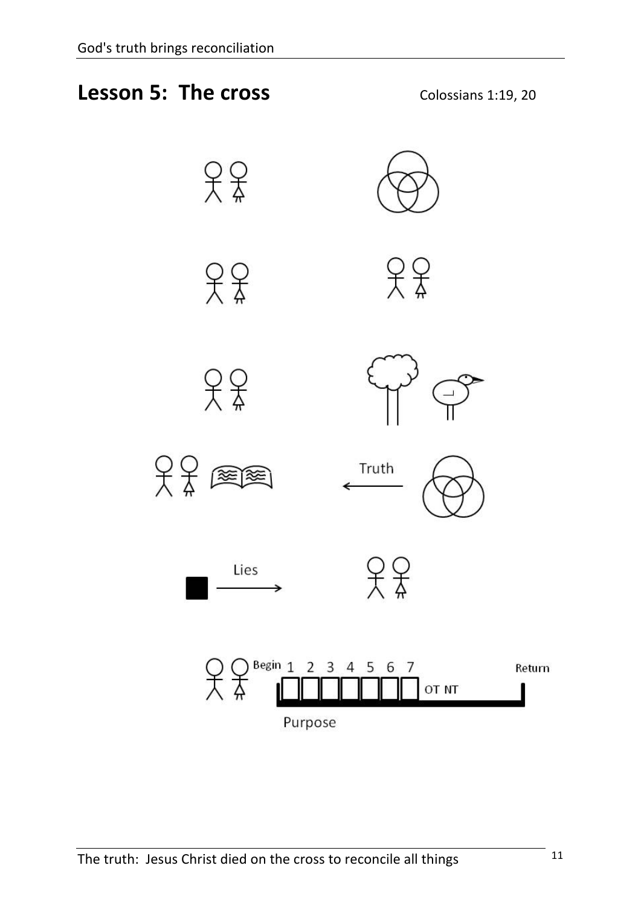## Lesson 5: The cross

Colossians 1:19, 20

Truth

Lies

Begin 1 2 3 4 5 6 7 OT NT Return

Purpose

The truth: Jesus Christ died on the cross to reconcile all things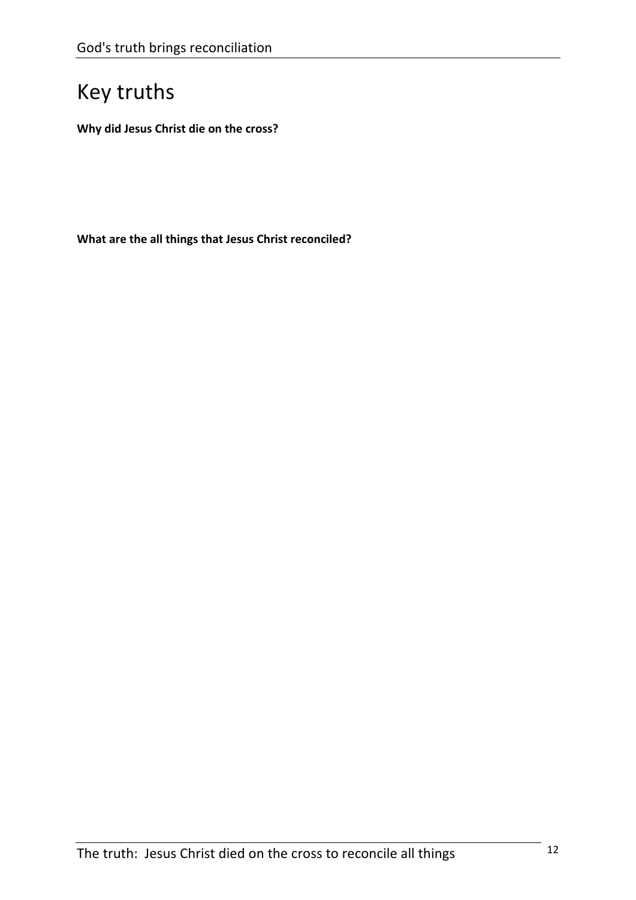# Key truths

**Why did Jesus Christ die on the cross?**

**What are the all things that Jesus Christ reconciled?**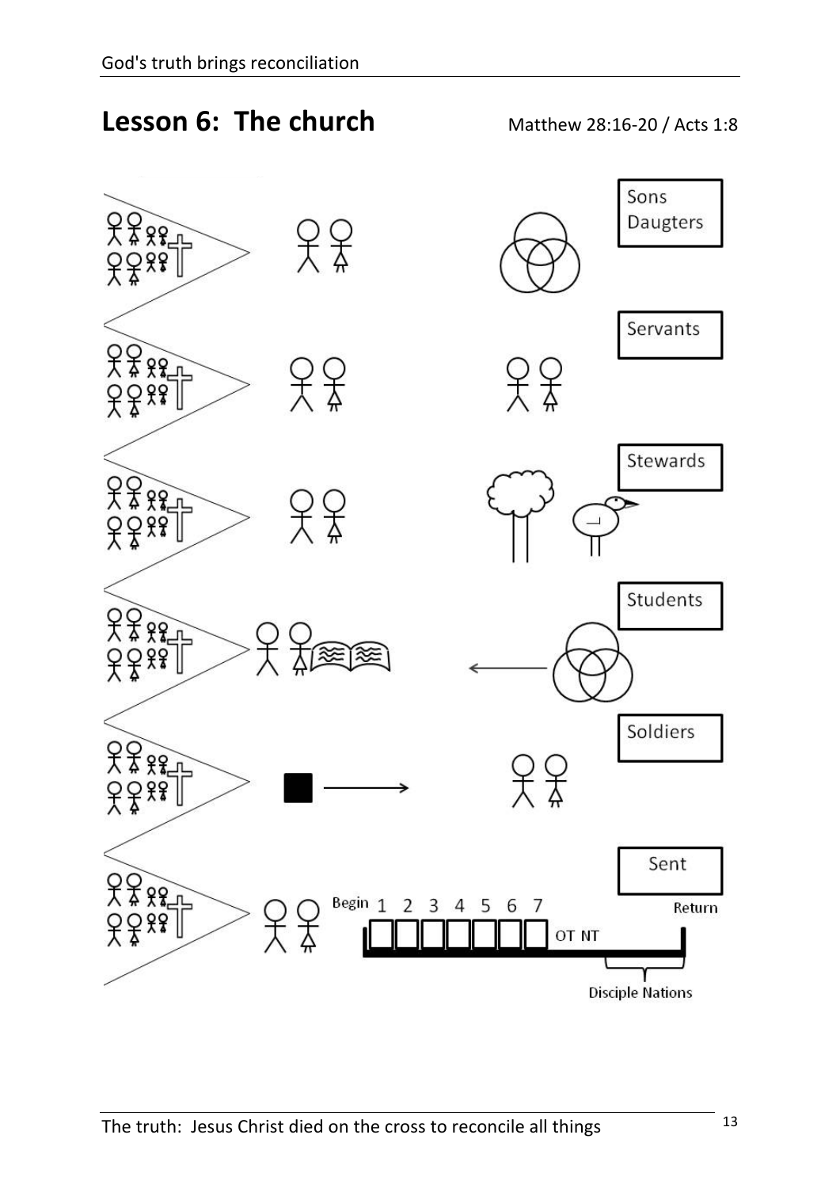# Lesson 6: The church

Matthew 28:16-20 / Acts 1:8

Sons
Daugters

Servants

Stewards

Students

Soldiers

Sent

Begin 1 2 3 4 5 6 7

OT NT

Return

Disciple Nations

The truth: Jesus Christ died on the cross to reconcile all things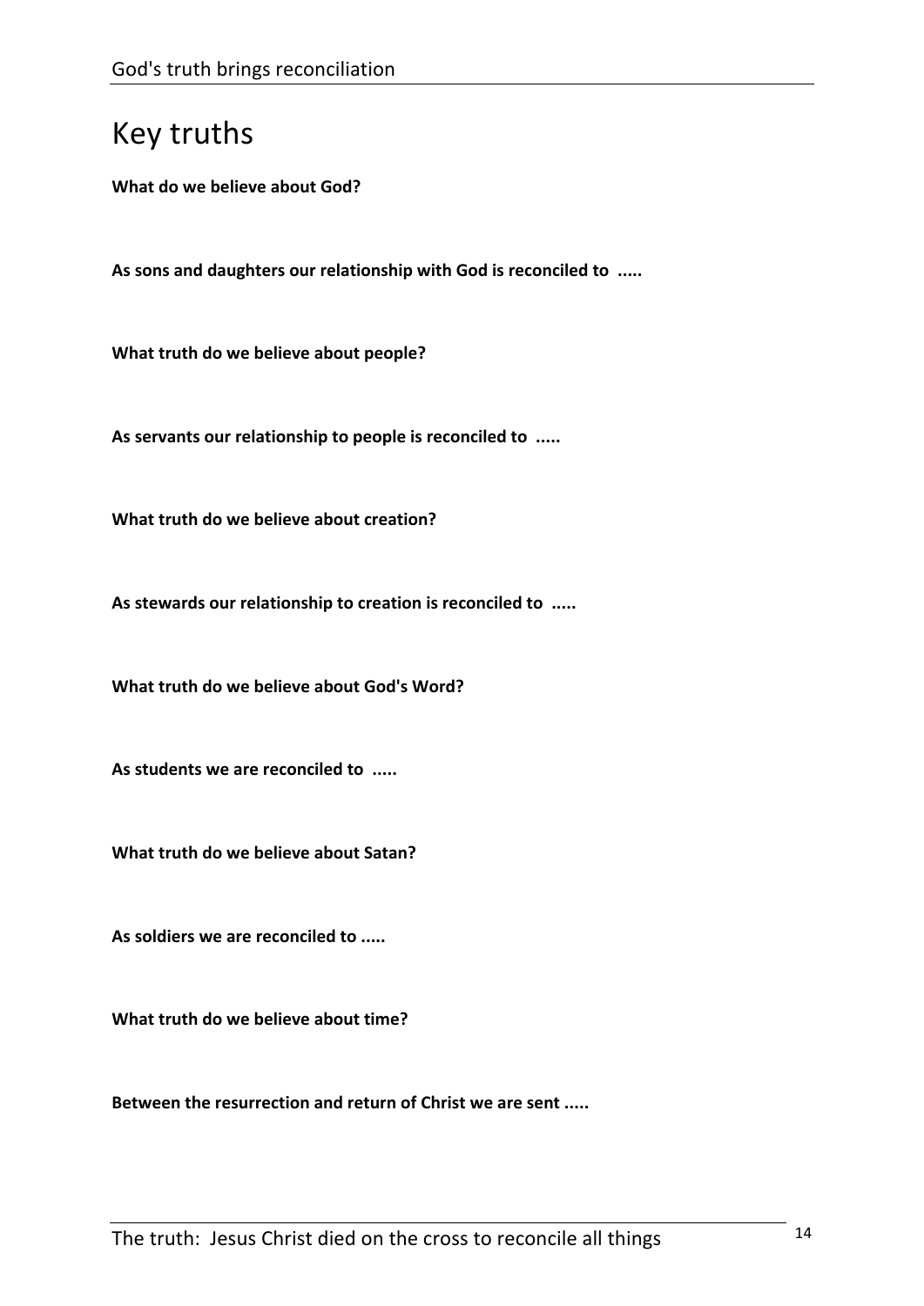# Key truths

**What do we believe about God?**

**As sons and daughters our relationship with God is reconciled to .....**

**What truth do we believe about people?**

**As servants our relationship to people is reconciled to .....**

**What truth do we believe about creation?**

**As stewards our relationship to creation is reconciled to .....**

**What truth do we believe about God's Word?**

**As students we are reconciled to .....**

**What truth do we believe about Satan?**

**As soldiers we are reconciled to .....**

**What truth do we believe about time?**

**Between the resurrection and return of Christ we are sent .....**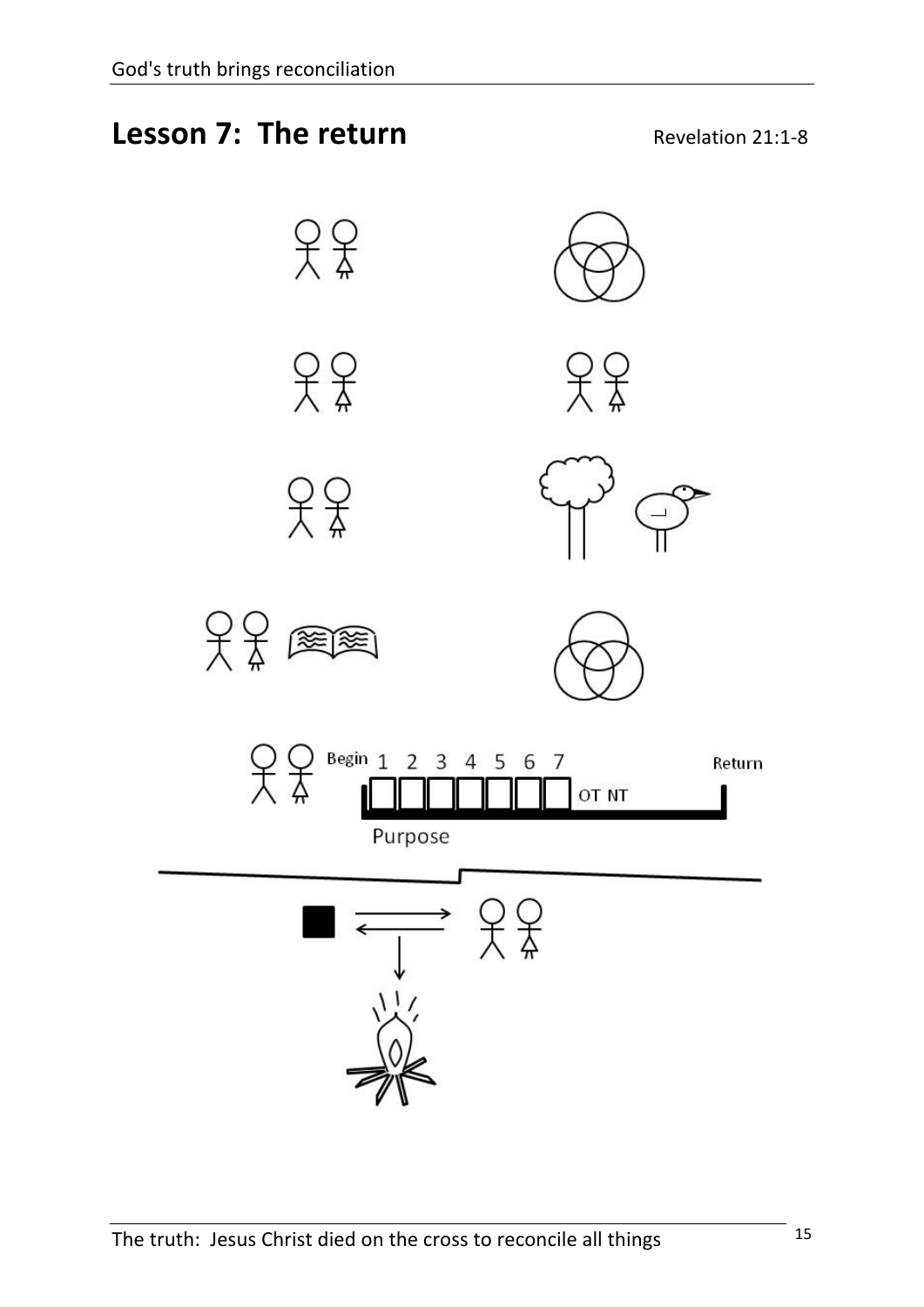# Lesson 7: The return

Revelation 21:1-8

Begin 1 2 3 4 5 6 7 OT NT Return

Purpose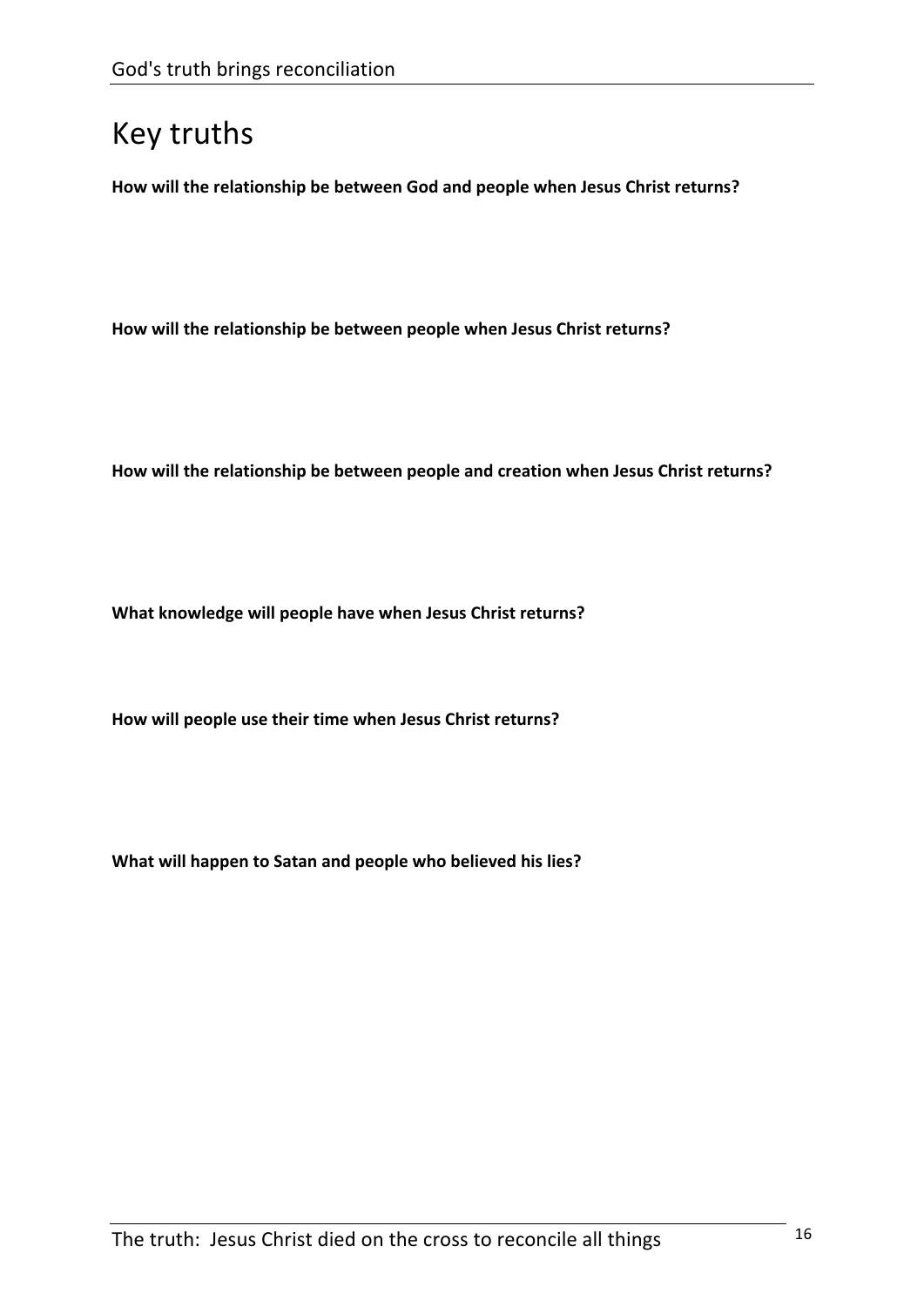# Key truths

**How will the relationship be between God and people when Jesus Christ returns?**

**How will the relationship be between people when Jesus Christ returns?**

**How will the relationship be between people and creation when Jesus Christ returns?**

**What knowledge will people have when Jesus Christ returns?**

**How will people use their time when Jesus Christ returns?**

**What will happen to Satan and people who believed his lies?**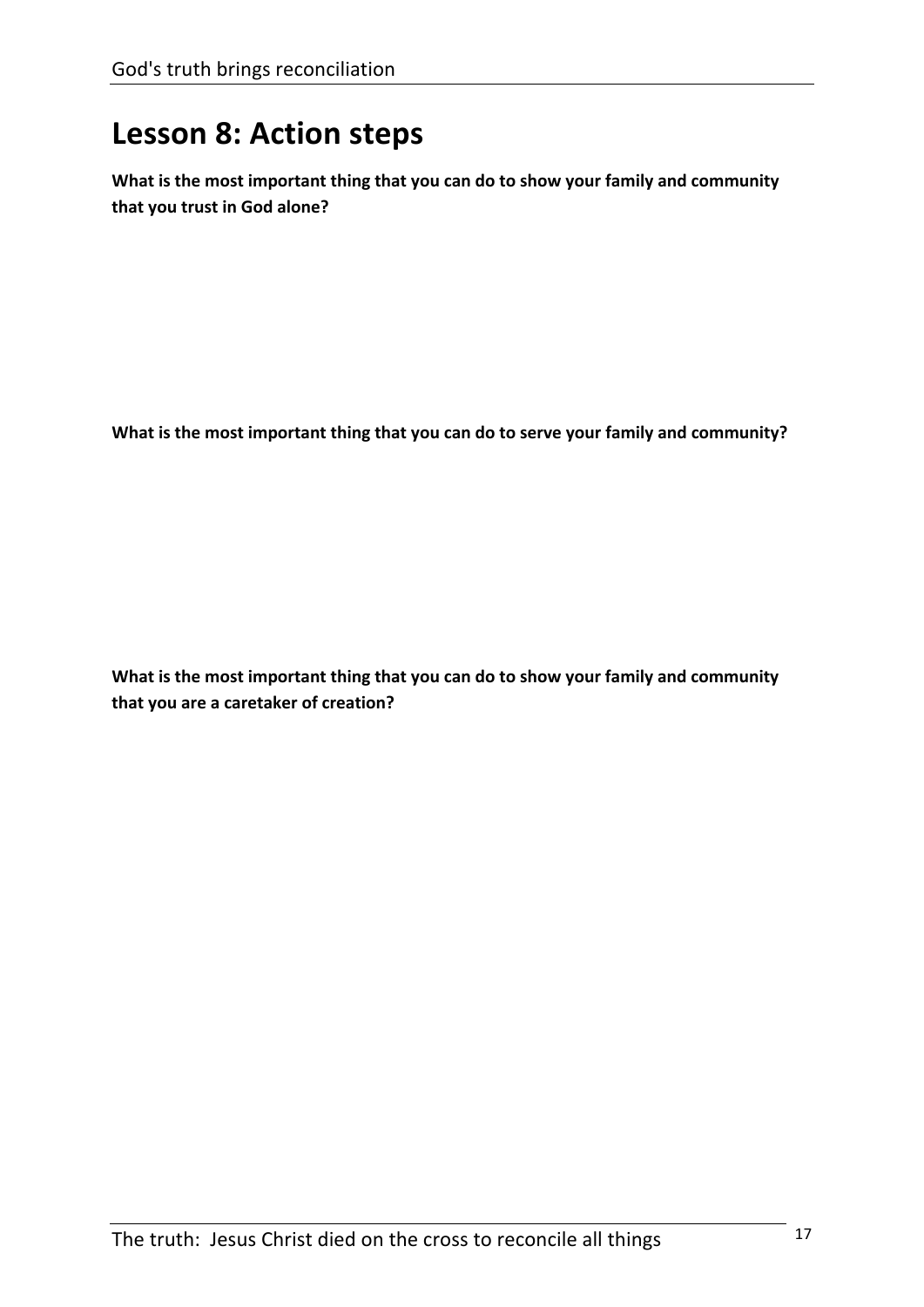# Lesson 8: Action steps

**What is the most important thing that you can do to show your family and community that you trust in God alone?**

**What is the most important thing that you can do to serve your family and community?**

**What is the most important thing that you can do to show your family and community that you are a caretaker of creation?**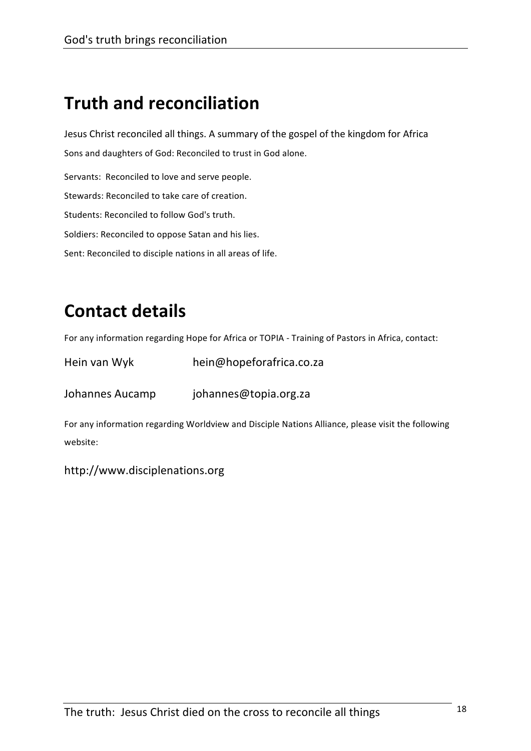# Truth and reconciliation

Jesus Christ reconciled all things. A summary of the gospel of the kingdom for Africa

Sons and daughters of God: Reconciled to trust in God alone.

Servants: Reconciled to love and serve people.

Stewards: Reconciled to take care of creation.

Students: Reconciled to follow God's truth.

Soldiers: Reconciled to oppose Satan and his lies.

Sent: Reconciled to disciple nations in all areas of life.

# Contact details

For any information regarding Hope for Africa or TOPIA - Training of Pastors in Africa, contact:

| | |
|---|---|
| Hein van Wyk | hein@hopeforafrica.co.za |
| Johannes Aucamp | johannes@topia.org.za |

For any information regarding Worldview and Disciple Nations Alliance, please visit the following website:

http://www.disciplenations.org